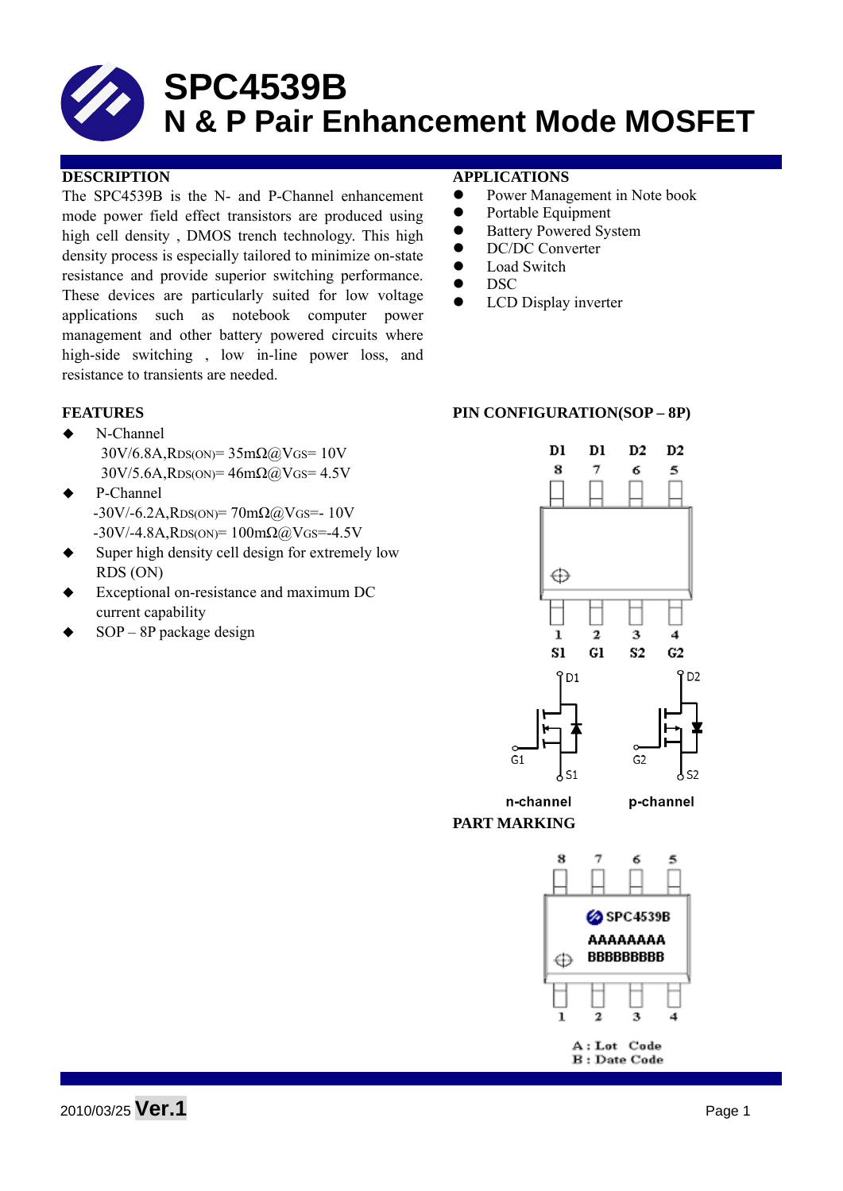# SPC4539B
# N & P Pair Enhancement Mode MOSFET

## DESCRIPTION

The SPC4539B is the N- and P-Channel enhancement mode power field effect transistors are produced using high cell density , DMOS trench technology. This high density process is especially tailored to minimize on-state resistance and provide superior switching performance. These devices are particularly suited for low voltage applications such as notebook computer power management and other battery powered circuits where high-side switching , low in-line power loss, and resistance to transients are needed.

## APPLICATIONS

- Power Management in Note book
- Portable Equipment
- Battery Powered System
- DC/DC Converter
- Load Switch
- DSC
- LCD Display inverter

## FEATURES

- N-Channel
  30V/6.8A,$R_{DS(ON)}$= 35mΩ@$V_{GS}$= 10V
  30V/5.6A,$R_{DS(ON)}$= 46mΩ@$V_{GS}$= 4.5V
- P-Channel
  -30V/-6.2A,$R_{DS(ON)}$= 70mΩ@$V_{GS}$=- 10V
  -30V/-4.8A,$R_{DS(ON)}$= 100mΩ@$V_{GS}$=-4.5V
- Super high density cell design for extremely low RDS (ON)
- Exceptional on-resistance and maximum DC current capability
- SOP – 8P package design

## PIN CONFIGURATION(SOP – 8P)

D1 D1 D2 D2
8 7 6 5

1 2 3 4
S1 G1 S2 G2

D1, G1, S1 — n-channel
D2, G2, S2 — p-channel

## PART MARKING

8 7 6 5

SPC4539B
AAAAAAAA
BBBBBBBBB

1 2 3 4

A : Lot Code
B : Date Code

2010/03/25 **Ver.1**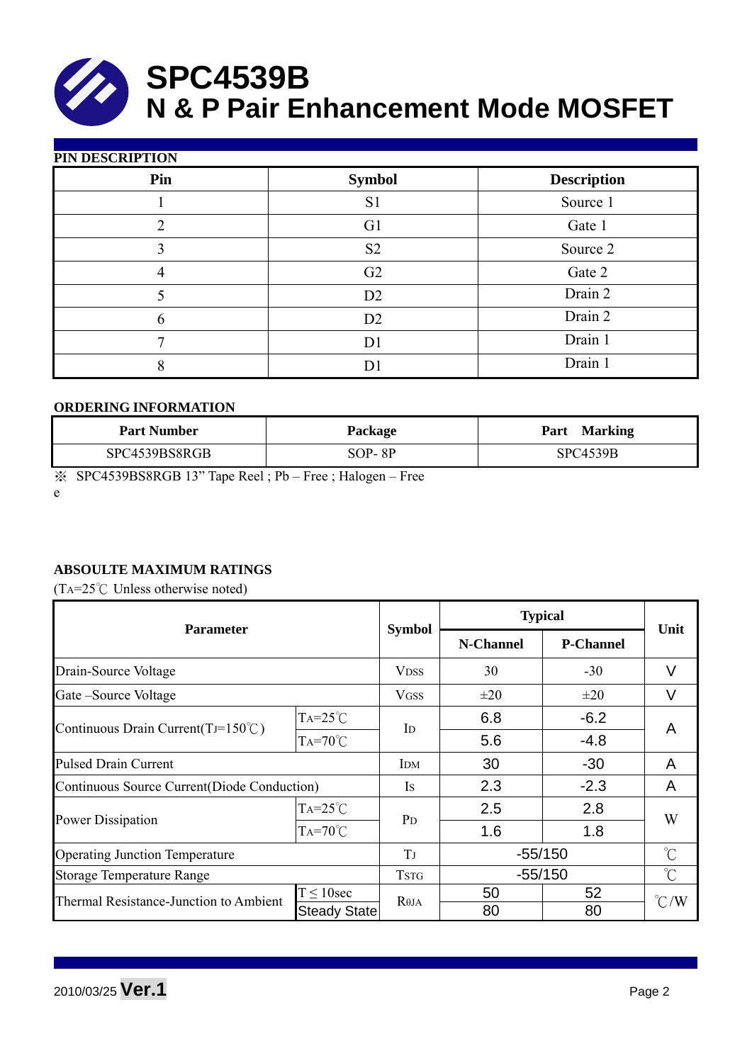# SPC4539B
# N & P Pair Enhancement Mode MOSFET

## PIN DESCRIPTION

| Pin | Symbol | Description |
|---|---|---|
| 1 | S1 | Source 1 |
| 2 | G1 | Gate 1 |
| 3 | S2 | Source 2 |
| 4 | G2 | Gate 2 |
| 5 | D2 | Drain 2 |
| 6 | D2 | Drain 2 |
| 7 | D1 | Drain 1 |
| 8 | D1 | Drain 1 |

## ORDERING INFORMATION

| Part Number | Package | Part Marking |
|---|---|---|
| SPC4539BS8RGB | SOP- 8P | SPC4539B |

※ SPC4539BS8RGB 13" Tape Reel ; Pb – Free ; Halogen – Free
e

## ABSOULTE MAXIMUM RATINGS

($T_A$=25℃ Unless otherwise noted)

| Parameter | | Symbol | Typical | | Unit |
|---|---|---|---|---|---|
| | | | N-Channel | P-Channel | |
| Drain-Source Voltage | | $V_{DSS}$ | 30 | -30 | V |
| Gate –Source Voltage | | $V_{GSS}$ | ±20 | ±20 | V |
| Continuous Drain Current($T_J$=150℃) | $T_A$=25℃ | $I_D$ | 6.8 | -6.2 | A |
| | $T_A$=70℃ | | 5.6 | -4.8 | |
| Pulsed Drain Current | | $I_{DM}$ | 30 | -30 | A |
| Continuous Source Current(Diode Conduction) | | $I_S$ | 2.3 | -2.3 | A |
| Power Dissipation | $T_A$=25℃ | $P_D$ | 2.5 | 2.8 | W |
| | $T_A$=70℃ | | 1.6 | 1.8 | |
| Operating Junction Temperature | | $T_J$ | -55/150 | | ℃ |
| Storage Temperature Range | | $T_{STG}$ | -55/150 | | ℃ |
| Thermal Resistance-Junction to Ambient | T ≤ 10sec | $R_{\theta JA}$ | 50 | 52 | ℃/W |
| | Steady State | | 80 | 80 | |

2010/03/25 **Ver.1**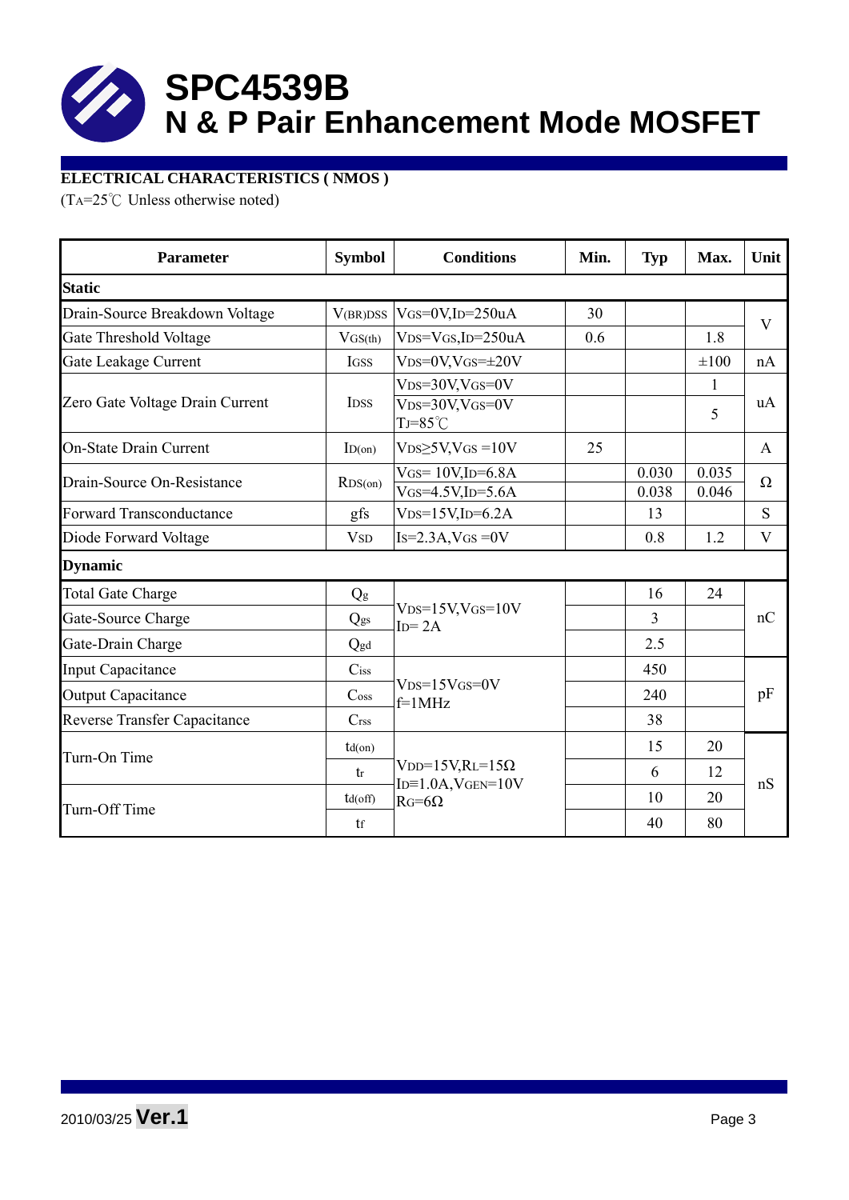# SPC4539B
## N & P Pair Enhancement Mode MOSFET

**ELECTRICAL CHARACTERISTICS ( NMOS )**

($T_A$=25℃ Unless otherwise noted)

| Parameter | Symbol | Conditions | Min. | Typ | Max. | Unit |
|---|---|---|---|---|---|---|
| **Static** | | | | | | |
| Drain-Source Breakdown Voltage | $V_{(BR)DSS}$ | $V_{GS}$=0V,$I_D$=250uA | 30 | | | V |
| Gate Threshold Voltage | $V_{GS(th)}$ | $V_{DS}$=$V_{GS}$,$I_D$=250uA | 0.6 | | 1.8 | V |
| Gate Leakage Current | $I_{GSS}$ | $V_{DS}$=0V,$V_{GS}$=±20V | | | ±100 | nA |
| Zero Gate Voltage Drain Current | $I_{DSS}$ | $V_{DS}$=30V,$V_{GS}$=0V | | | 1 | uA |
| | | $V_{DS}$=30V,$V_{GS}$=0V $T_J$=85℃ | | | 5 | uA |
| On-State Drain Current | $I_{D(on)}$ | $V_{DS}$≥5V,$V_{GS}$ =10V | 25 | | | A |
| Drain-Source On-Resistance | $R_{DS(on)}$ | $V_{GS}$= 10V,$I_D$=6.8A | | 0.030 | 0.035 | Ω |
| | | $V_{GS}$=4.5V,$I_D$=5.6A | | 0.038 | 0.046 | Ω |
| Forward Transconductance | gfs | $V_{DS}$=15V,$I_D$=6.2A | | 13 | | S |
| Diode Forward Voltage | $V_{SD}$ | $I_S$=2.3A,$V_{GS}$ =0V | | 0.8 | 1.2 | V |
| **Dynamic** | | | | | | |
| Total Gate Charge | $Q_g$ | $V_{DS}$=15V,$V_{GS}$=10V $I_D$= 2A | | 16 | 24 | nC |
| Gate-Source Charge | $Q_{gs}$ | | | 3 | | nC |
| Gate-Drain Charge | $Q_{gd}$ | | | 2.5 | | nC |
| Input Capacitance | $C_{iss}$ | $V_{DS}$=15V$V_{GS}$=0V f=1MHz | | 450 | | pF |
| Output Capacitance | $C_{oss}$ | | | 240 | | pF |
| Reverse Transfer Capacitance | $C_{rss}$ | | | 38 | | pF |
| Turn-On Time | $t_{d(on)}$ | $V_{DD}$=15V,$R_L$=15Ω $I_D$≡1.0A,$V_{GEN}$=10V $R_G$=6Ω | | 15 | 20 | nS |
| | $t_r$ | | | 6 | 12 | nS |
| Turn-Off Time | $t_{d(off)}$ | | | 10 | 20 | nS |
| | $t_f$ | | | 40 | 80 | nS |

2010/03/25 **Ver.1**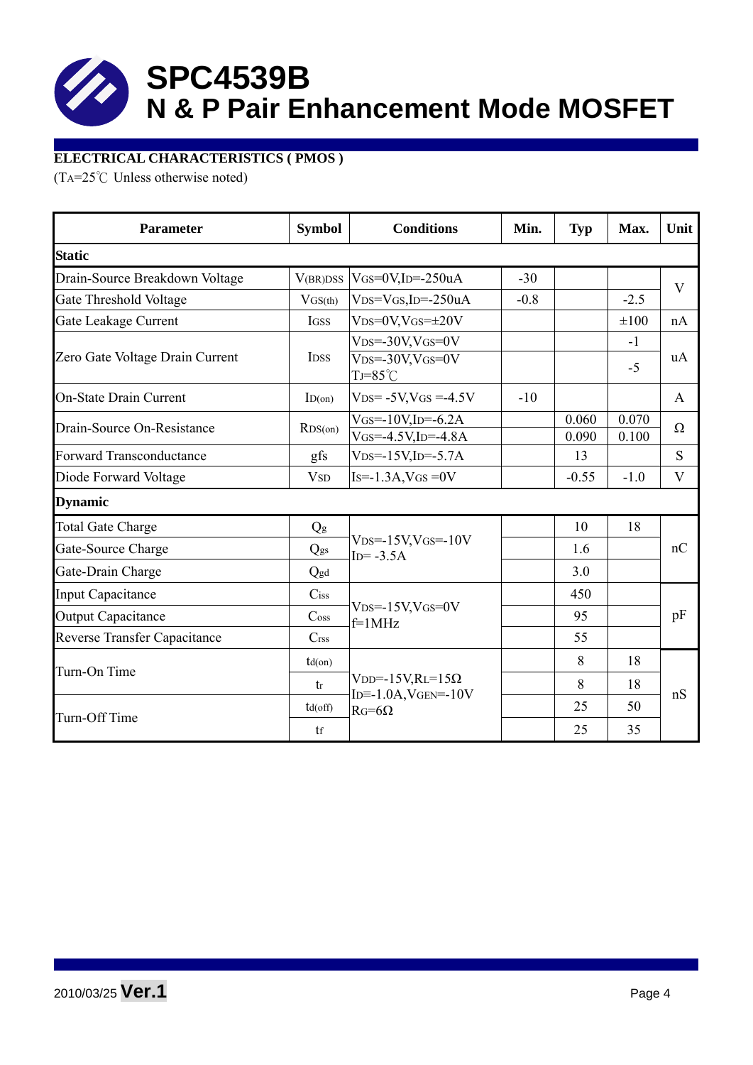# SPC4539B
# N & P Pair Enhancement Mode MOSFET

**ELECTRICAL CHARACTERISTICS ( PMOS )**

($T_A$=25℃ Unless otherwise noted)

| Parameter | Symbol | Conditions | Min. | Typ | Max. | Unit |
|---|---|---|---|---|---|---|
| **Static** | | | | | | |
| Drain-Source Breakdown Voltage | $V_{(BR)DSS}$ | $V_{GS}$=0V,$I_D$=-250uA | -30 | | | V |
| Gate Threshold Voltage | $V_{GS(th)}$ | $V_{DS}$=$V_{GS}$,$I_D$=-250uA | -0.8 | | -2.5 | V |
| Gate Leakage Current | $I_{GSS}$ | $V_{DS}$=0V,$V_{GS}$=±20V | | | ±100 | nA |
| Zero Gate Voltage Drain Current | $I_{DSS}$ | $V_{DS}$=-30V,$V_{GS}$=0V | | | -1 | uA |
| | | $V_{DS}$=-30V,$V_{GS}$=0V $T_J$=85℃ | | | -5 | uA |
| On-State Drain Current | $I_{D(on)}$ | $V_{DS}$= -5V,$V_{GS}$ =-4.5V | -10 | | | A |
| Drain-Source On-Resistance | $R_{DS(on)}$ | $V_{GS}$=-10V,$I_D$=-6.2A | | 0.060 | 0.070 | Ω |
| | | $V_{GS}$=-4.5V,$I_D$=-4.8A | | 0.090 | 0.100 | Ω |
| Forward Transconductance | gfs | $V_{DS}$=-15V,$I_D$=-5.7A | | 13 | | S |
| Diode Forward Voltage | $V_{SD}$ | $I_S$=-1.3A,$V_{GS}$ =0V | | -0.55 | -1.0 | V |
| **Dynamic** | | | | | | |
| Total Gate Charge | $Q_g$ | $V_{DS}$=-15V,$V_{GS}$=-10V $I_D$= -3.5A | | 10 | 18 | nC |
| Gate-Source Charge | $Q_{gs}$ | | | 1.6 | | nC |
| Gate-Drain Charge | $Q_{gd}$ | | | 3.0 | | nC |
| Input Capacitance | $C_{iss}$ | $V_{DS}$=-15V,$V_{GS}$=0V f=1MHz | | 450 | | pF |
| Output Capacitance | $C_{oss}$ | | | 95 | | pF |
| Reverse Transfer Capacitance | $C_{rss}$ | | | 55 | | pF |
| Turn-On Time | $t_{d(on)}$ | $V_{DD}$=-15V,$R_L$=15Ω $I_D$=-1.0A,$V_{GEN}$=-10V $R_G$=6Ω | | 8 | 18 | nS |
| | $t_r$ | | | 8 | 18 | nS |
| Turn-Off Time | $t_{d(off)}$ | | | 25 | 50 | nS |
| | $t_f$ | | | 25 | 35 | nS |

2010/03/25 **Ver.1**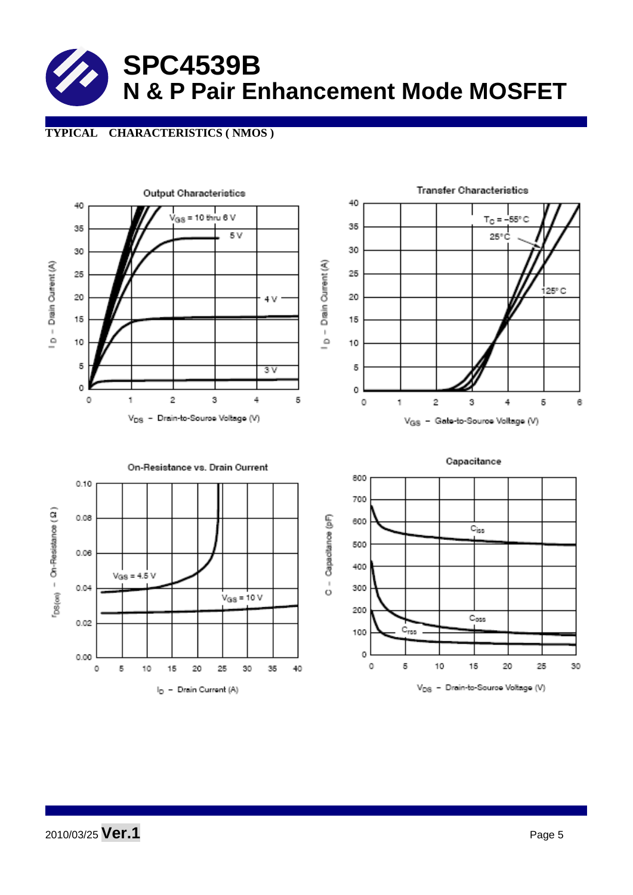# SPC4539B

## N & P Pair Enhancement Mode MOSFET

**TYPICAL CHARACTERISTICS ( NMOS )**

Output Characteristics

$V_{GS}$ = 10 thru 6 V, 5 V, 4 V, 3 V

$I_D$ – Drain Current (A)

$V_{DS}$ – Drain-to-Source Voltage (V)

Transfer Characteristics

$T_C$ = −55° C, 25° C, 125° C

$I_D$ – Drain Current (A)

$V_{GS}$ – Gate-to-Source Voltage (V)

On-Resistance vs. Drain Current

$V_{GS}$ = 4.5 V, $V_{GS}$ = 10 V

$r_{DS(on)}$ – On-Resistance ( Ω )

$I_D$ – Drain Current (A)

Capacitance

$C_{iss}$, $C_{oss}$, $C_{rss}$

C – Capacitance (pF)

$V_{DS}$ – Drain-to-Source Voltage (V)

2010/03/25 **Ver.1**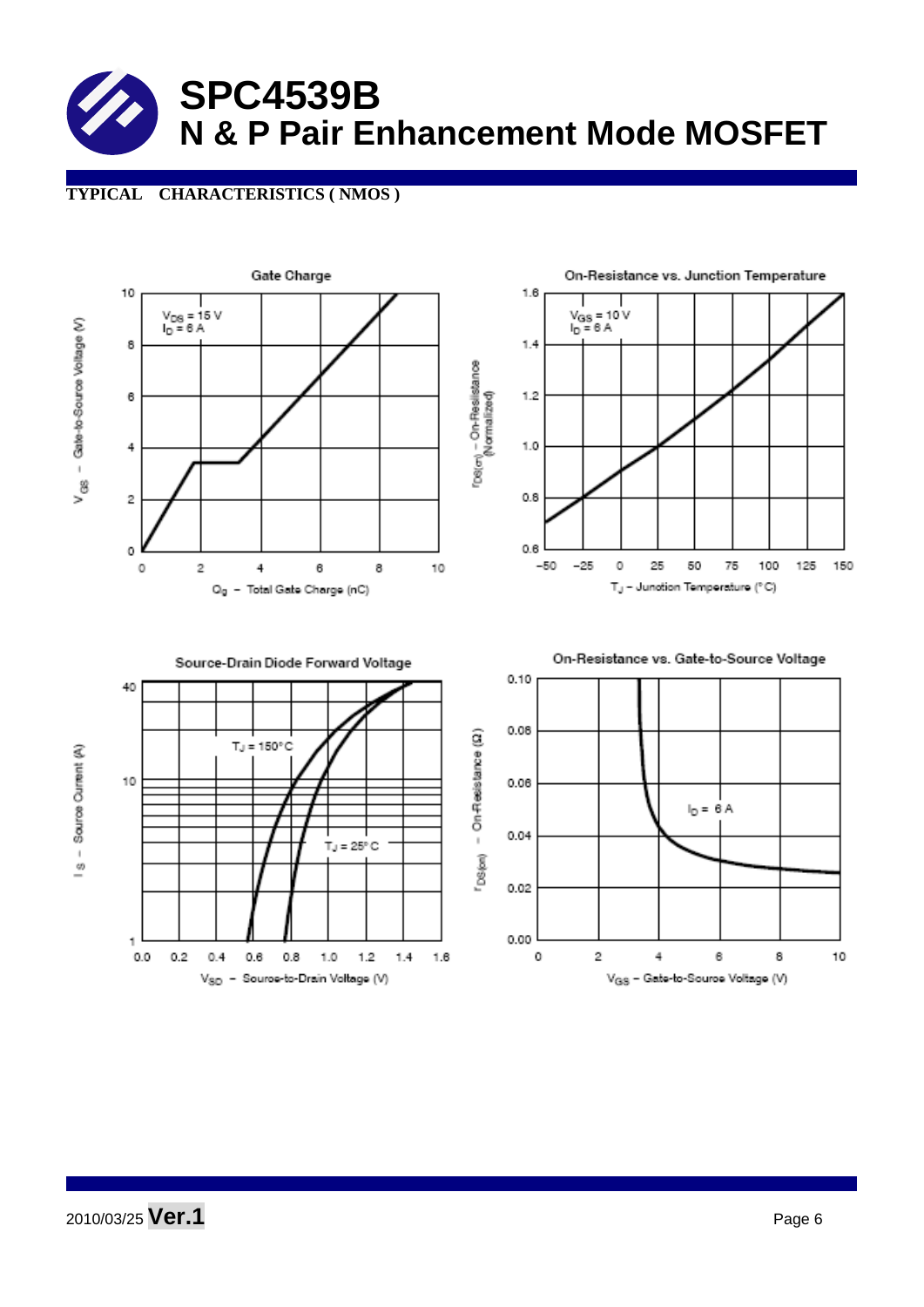# SPC4539B
## N & P Pair Enhancement Mode MOSFET

**TYPICAL CHARACTERISTICS ( NMOS )**

Gate Charge

$V_{DS}$ = 15 V
$I_D$ = 6 A

$V_{GS}$ – Gate-to-Source Voltage (V)

$Q_g$ – Total Gate Charge (nC)

On-Resistance vs. Junction Temperature

$V_{GS}$ = 10 V
$I_D$ = 6 A

$r_{DS(on)}$ – On-Resistance (Normalized)

$T_J$ – Junction Temperature (°C)

Source-Drain Diode Forward Voltage

$T_J$ = 150°C

$T_J$ = 25°C

$I_S$ – Source Current (A)

$V_{SD}$ – Source-to-Drain Voltage (V)

On-Resistance vs. Gate-to-Source Voltage

$I_D$ = 6 A

$r_{DS(on)}$ – On-Resistance (Ω)

$V_{GS}$ – Gate-to-Source Voltage (V)

2010/03/25 **Ver.1**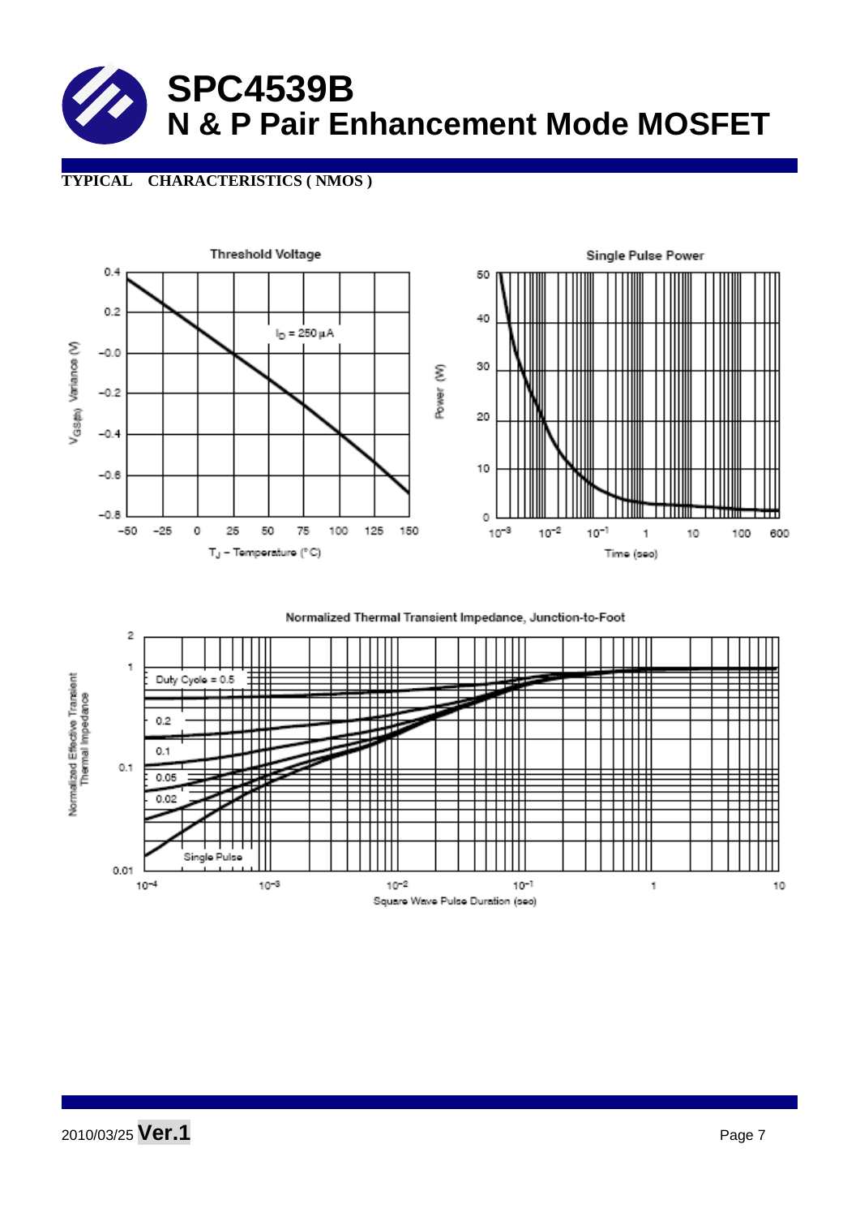# SPC4539B

## N & P Pair Enhancement Mode MOSFET

**TYPICAL CHARACTERISTICS ( NMOS )**

Threshold Voltage

$I_D$ = 250 µA

$V_{GS(th)}$ Variance (V)

$T_J$ – Temperature (°C)

Single Pulse Power

Power (W)

Time (sec)

Normalized Thermal Transient Impedance, Junction-to-Foot

Duty Cycle = 0.5

0.2

0.1

0.05

0.02

Single Pulse

Normalized Effective Transient Thermal Impedance

Square Wave Pulse Duration (sec)

2010/03/25 **Ver.1**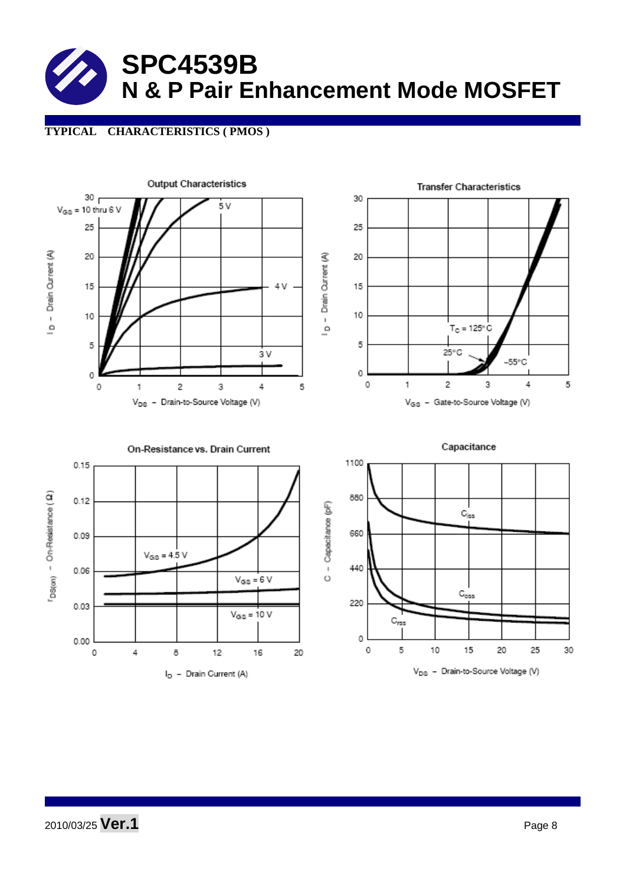# SPC4539B
## N & P Pair Enhancement Mode MOSFET

**TYPICAL CHARACTERISTICS ( PMOS )**

Output Characteristics

$V_{GS}$ = 10 thru 6 V, 5 V, 4 V, 3 V

$I_D$ – Drain Current (A)

$V_{DS}$ – Drain-to-Source Voltage (V)

Transfer Characteristics

$T_C$ = 125°C, 25°C, –55°C

$I_D$ – Drain Current (A)

$V_{GS}$ – Gate-to-Source Voltage (V)

On-Resistance vs. Drain Current

$V_{GS}$ = 4.5 V, $V_{GS}$ = 6 V, $V_{GS}$ = 10 V

$r_{DS(on)}$ – On-Resistance ( Ω )

$I_D$ – Drain Current (A)

Capacitance

$C_{iss}$, $C_{oss}$, $C_{rss}$

C – Capacitance (pF)

$V_{DS}$ – Drain-to-Source Voltage (V)

2010/03/25 **Ver.1**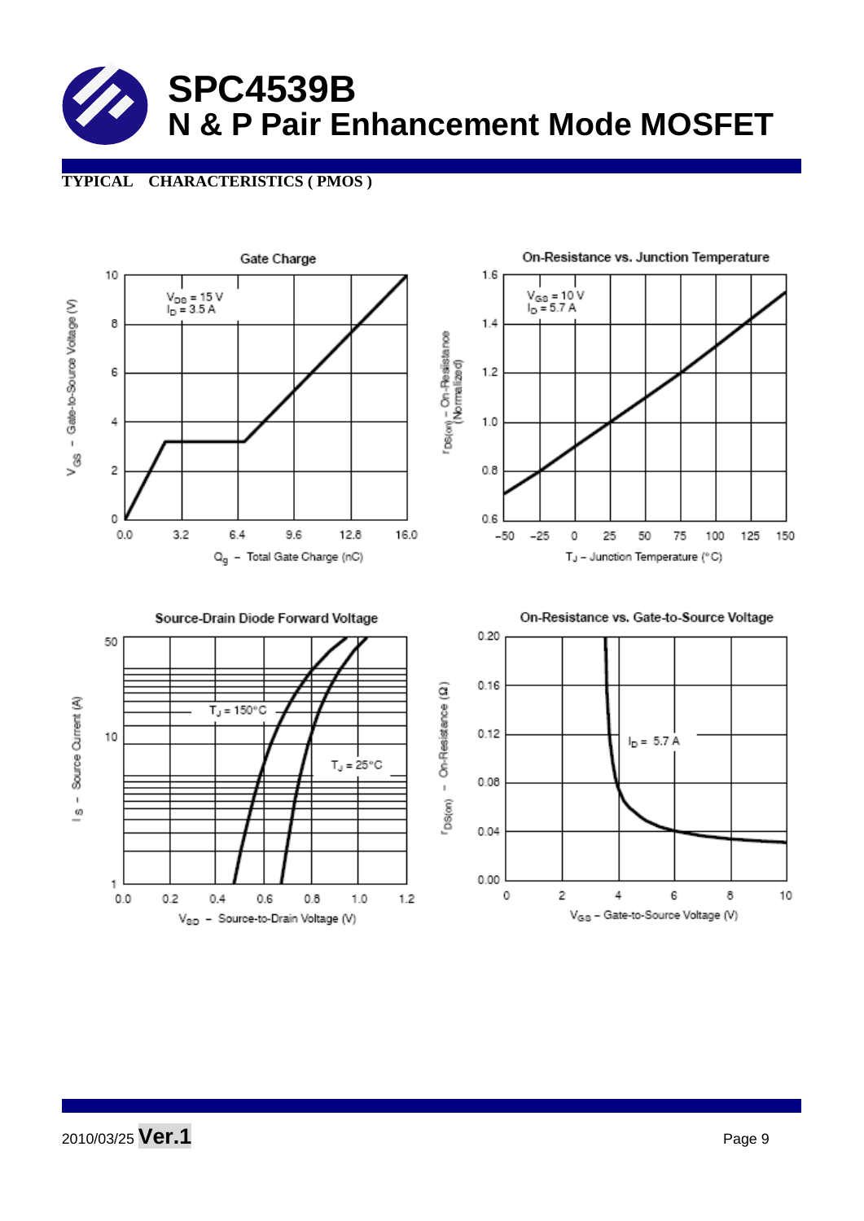# SPC4539B
## N & P Pair Enhancement Mode MOSFET

**TYPICAL CHARACTERISTICS ( PMOS )**

**Gate Charge**

$V_{DS}$ = 15 V
$I_D$ = 3.5 A

$V_{GS}$ – Gate-to-Source Voltage (V)

$Q_g$ – Total Gate Charge (nC)

**On-Resistance vs. Junction Temperature**

$V_{GS}$ = 10 V
$I_D$ = 5.7 A

$r_{DS(on)}$ – On-Resistance (Normalized)

$T_J$ – Junction Temperature (°C)

**Source-Drain Diode Forward Voltage**

$T_J$ = 150°C

$T_J$ = 25°C

$I_S$ – Source Current (A)

$V_{SD}$ – Source-to-Drain Voltage (V)

**On-Resistance vs. Gate-to-Source Voltage**

$I_D$ = 5.7 A

$r_{DS(on)}$ – On-Resistance (Ω)

$V_{GS}$ – Gate-to-Source Voltage (V)

2010/03/25 **Ver.1**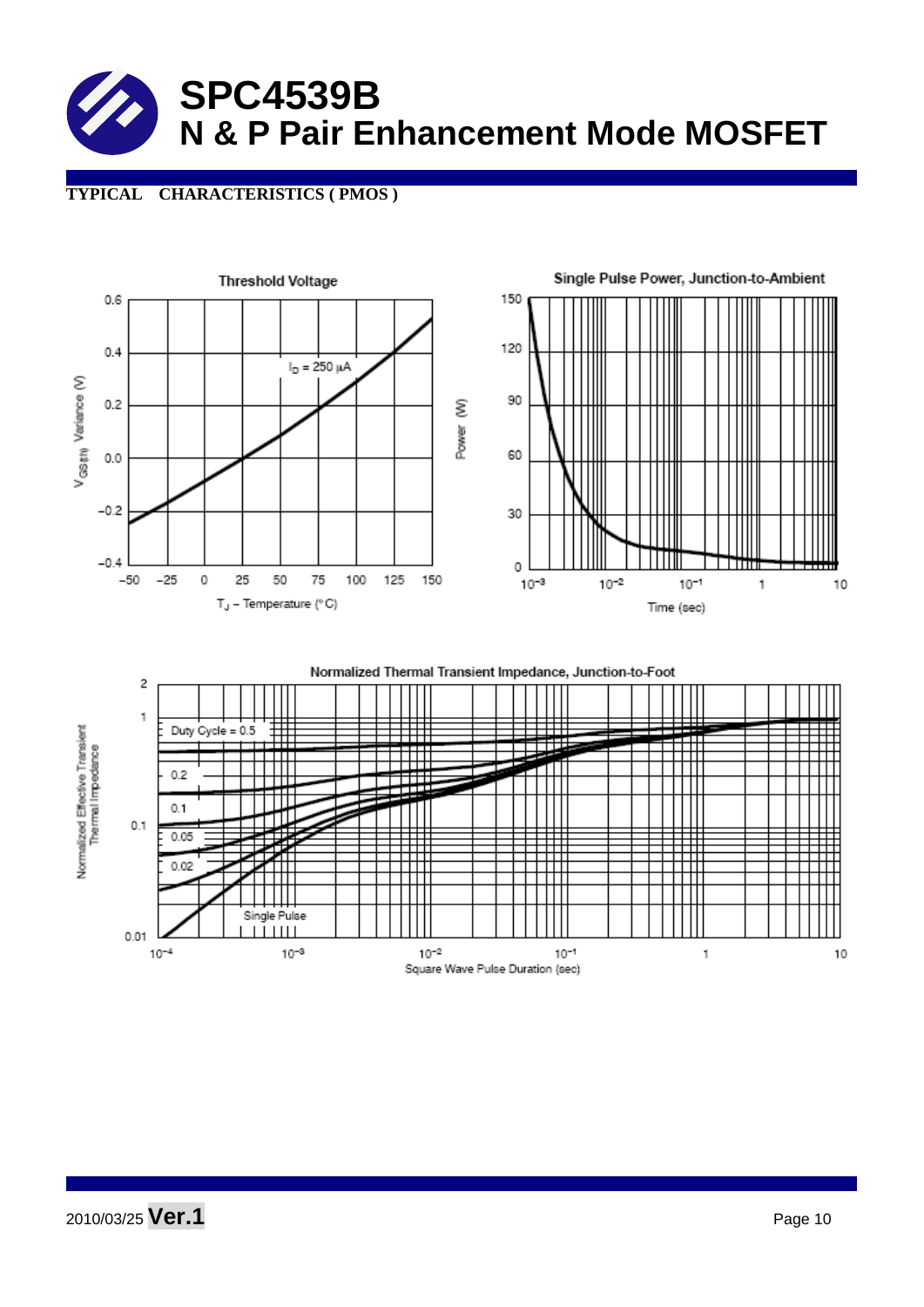# SPC4539B

## N & P Pair Enhancement Mode MOSFET

**TYPICAL CHARACTERISTICS ( PMOS )**

Threshold Voltage

$I_D$ = 250 µA

$V_{GS(th)}$ Variance (V)

$T_J$ – Temperature (°C)

Single Pulse Power, Junction-to-Ambient

Power (W)

Time (sec)

Normalized Thermal Transient Impedance, Junction-to-Foot

Duty Cycle = 0.5

0.2

0.1

0.05

0.02

Single Pulse

Normalized Effective Transient Thermal Impedance

Square Wave Pulse Duration (sec)

2010/03/25 **Ver.1**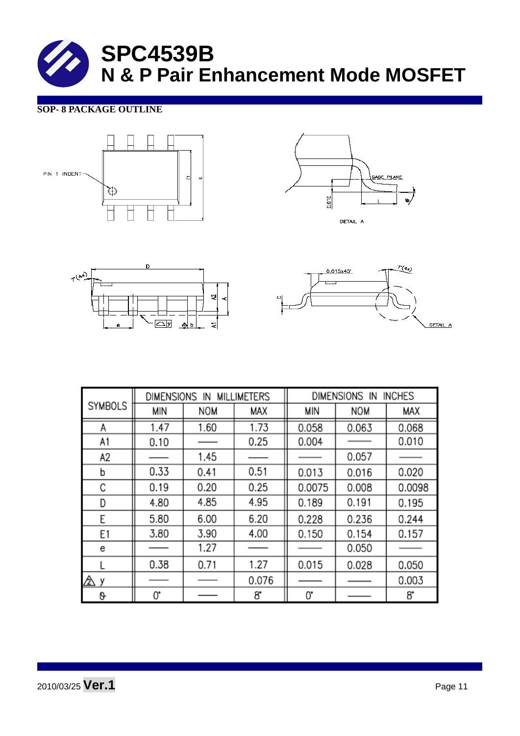# SPC4539B

# N & P Pair Enhancement Mode MOSFET

**SOP- 8 PACKAGE OUTLINE**

| SYMBOLS | DIMENSIONS IN MILLIMETERS | | | DIMENSIONS IN INCHES | | |
|---|---|---|---|---|---|---|
| | MIN | NOM | MAX | MIN | NOM | MAX |
| A | 1.47 | 1.60 | 1.73 | 0.058 | 0.063 | 0.068 |
| A1 | 0.10 | —— | 0.25 | 0.004 | —— | 0.010 |
| A2 | —— | 1.45 | —— | —— | 0.057 | —— |
| b | 0.33 | 0.41 | 0.51 | 0.013 | 0.016 | 0.020 |
| C | 0.19 | 0.20 | 0.25 | 0.0075 | 0.008 | 0.0098 |
| D | 4.80 | 4.85 | 4.95 | 0.189 | 0.191 | 0.195 |
| E | 5.80 | 6.00 | 6.20 | 0.228 | 0.236 | 0.244 |
| E1 | 3.80 | 3.90 | 4.00 | 0.150 | 0.154 | 0.157 |
| e | —— | 1.27 | —— | —— | 0.050 | —— |
| L | 0.38 | 0.71 | 1.27 | 0.015 | 0.028 | 0.050 |
| y | —— | —— | 0.076 | —— | —— | 0.003 |
| θ | 0° | —— | 8° | 0° | —— | 8° |

2010/03/25 **Ver.1**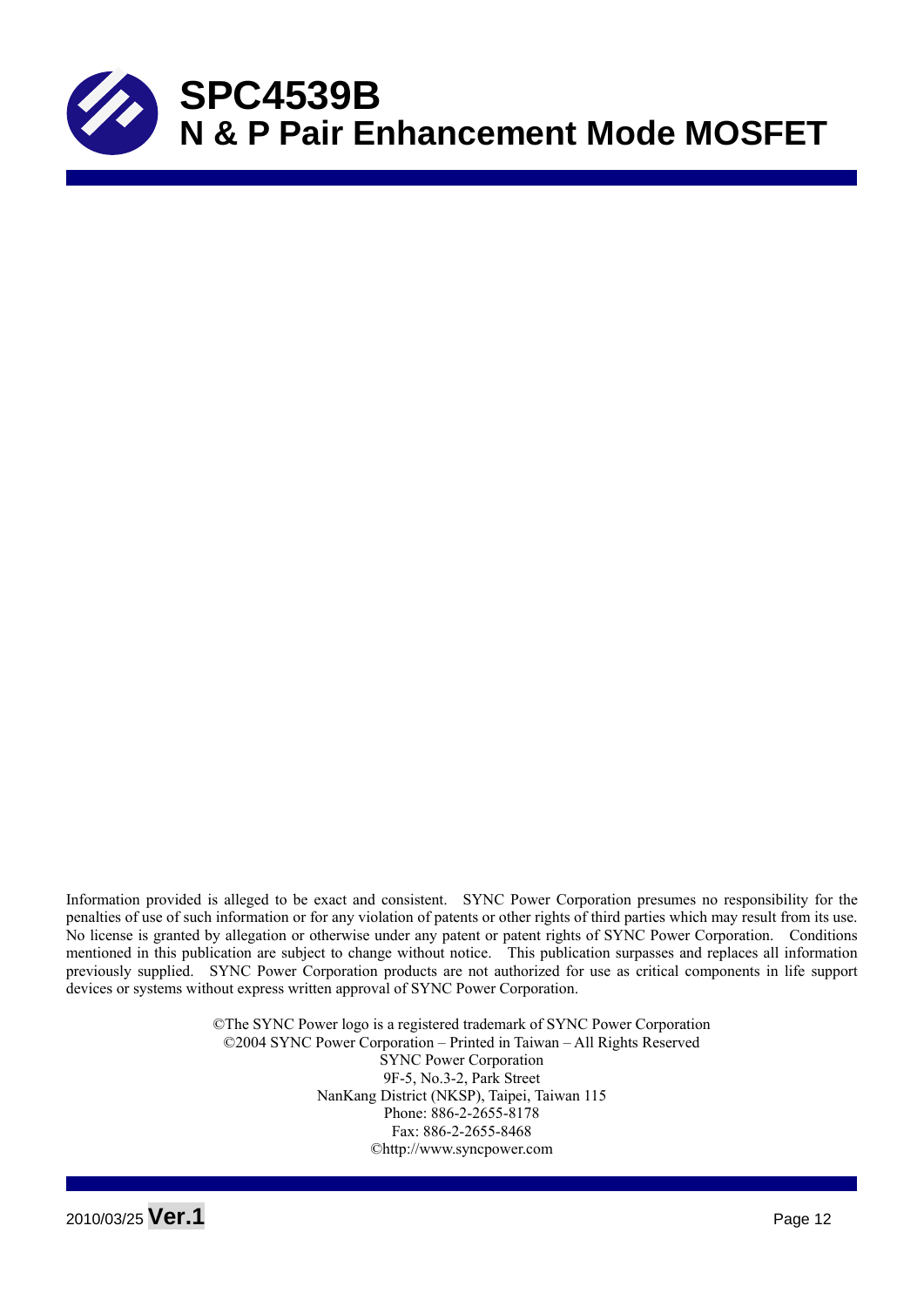Information provided is alleged to be exact and consistent. SYNC Power Corporation presumes no responsibility for the penalties of use of such information or for any violation of patents or other rights of third parties which may result from its use. No license is granted by allegation or otherwise under any patent or patent rights of SYNC Power Corporation. Conditions mentioned in this publication are subject to change without notice. This publication surpasses and replaces all information previously supplied. SYNC Power Corporation products are not authorized for use as critical components in life support devices or systems without express written approval of SYNC Power Corporation.

©The SYNC Power logo is a registered trademark of SYNC Power Corporation
©2004 SYNC Power Corporation – Printed in Taiwan – All Rights Reserved
SYNC Power Corporation
9F-5, No.3-2, Park Street
NanKang District (NKSP), Taipei, Taiwan 115
Phone: 886-2-2655-8178
Fax: 886-2-2655-8468
©http://www.syncpower.com